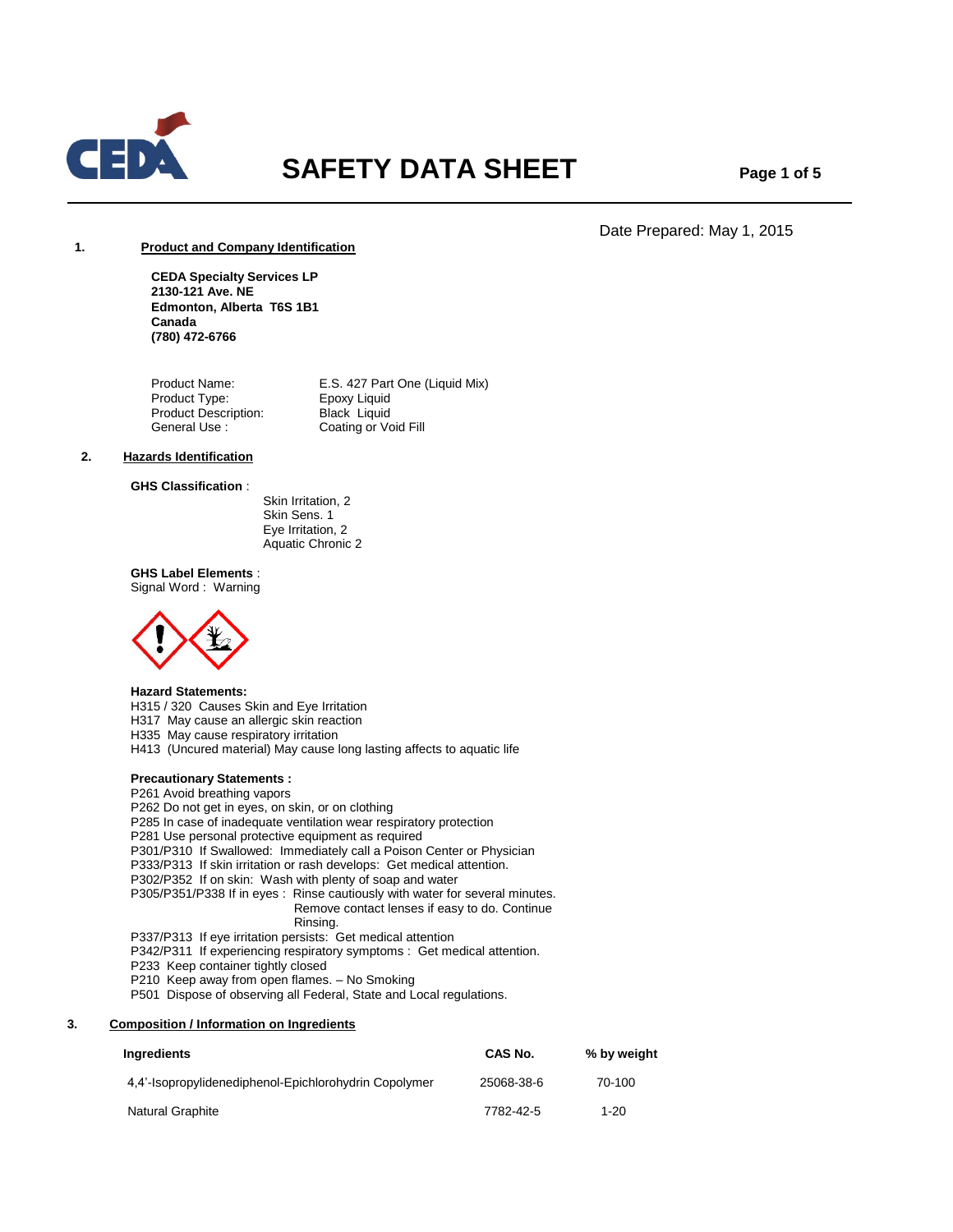# SAFETY DATA SHEET

Date Prepared: May 1, 2015

## 1. Product and Company Identification

**CEDA Specialty Services LP**
**2130-121 Ave. NE**
**Edmonton, Alberta T6S 1B1**
**Canada**
**(780) 472-6766**

| | |
|---|---|
| Product Name: | E.S. 427 Part One (Liquid Mix) |
| Product Type: | Epoxy Liquid |
| Product Description: | Black Liquid |
| General Use : | Coating or Void Fill |

## 2. Hazards Identification

**GHS Classification** :

Skin Irritation, 2
Skin Sens. 1
Eye Irritation, 2
Aquatic Chronic 2

**GHS Label Elements** :
Signal Word : Warning

**Hazard Statements:**
H315 / 320 Causes Skin and Eye Irritation
H317 May cause an allergic skin reaction
H335 May cause respiratory irritation
H413 (Uncured material) May cause long lasting affects to aquatic life

**Precautionary Statements :**
P261 Avoid breathing vapors
P262 Do not get in eyes, on skin, or on clothing
P285 In case of inadequate ventilation wear respiratory protection
P281 Use personal protective equipment as required
P301/P310 If Swallowed: Immediately call a Poison Center or Physician
P333/P313 If skin irritation or rash develops: Get medical attention.
P302/P352 If on skin: Wash with plenty of soap and water
P305/P351/P338 If in eyes : Rinse cautiously with water for several minutes. Remove contact lenses if easy to do. Continue Rinsing.
P337/P313 If eye irritation persists: Get medical attention
P342/P311 If experiencing respiratory symptoms : Get medical attention.
P233 Keep container tightly closed
P210 Keep away from open flames. – No Smoking
P501 Dispose of observing all Federal, State and Local regulations.

## 3. Composition / Information on Ingredients

| Ingredients | CAS No. | % by weight |
|---|---|---|
| 4,4'-Isopropylidenediphenol-Epichlorohydrin Copolymer | 25068-38-6 | 70-100 |
| Natural Graphite | 7782-42-5 | 1-20 |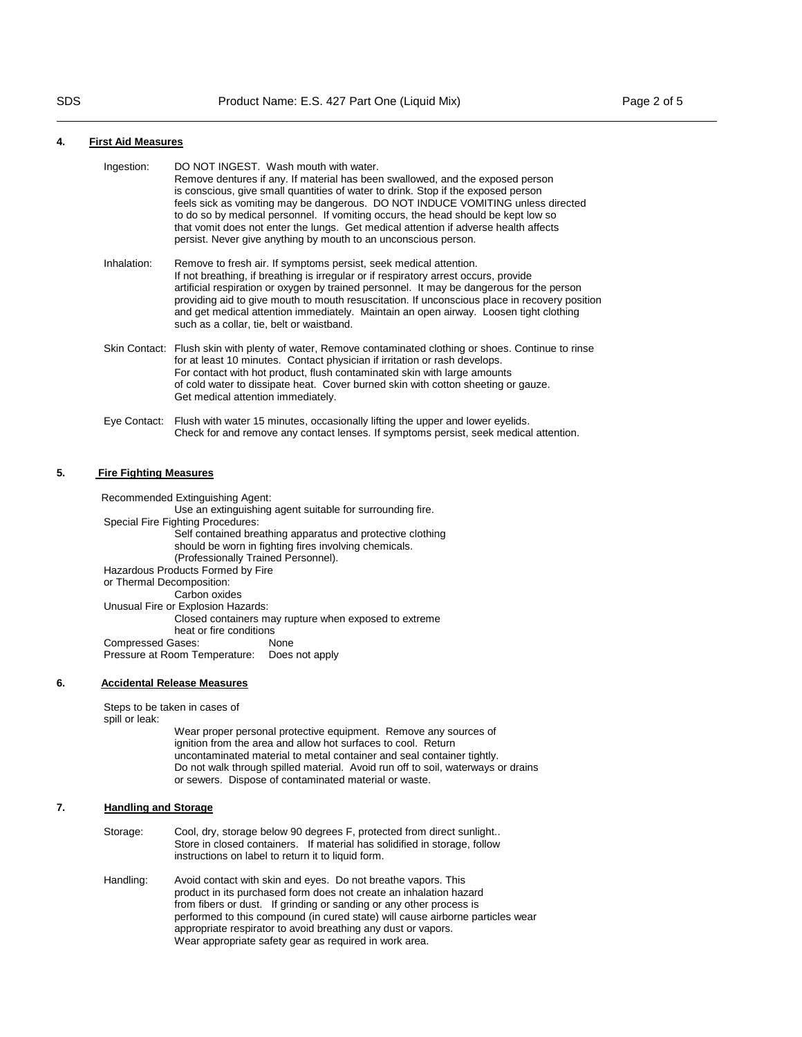## 4. First Aid Measures

**Ingestion:** DO NOT INGEST. Wash mouth with water. Remove dentures if any. If material has been swallowed, and the exposed person is conscious, give small quantities of water to drink. Stop if the exposed person feels sick as vomiting may be dangerous. DO NOT INDUCE VOMITING unless directed to do so by medical personnel. If vomiting occurs, the head should be kept low so that vomit does not enter the lungs. Get medical attention if adverse health affects persist. Never give anything by mouth to an unconscious person.

**Inhalation:** Remove to fresh air. If symptoms persist, seek medical attention. If not breathing, if breathing is irregular or if respiratory arrest occurs, provide artificial respiration or oxygen by trained personnel. It may be dangerous for the person providing aid to give mouth to mouth resuscitation. If unconscious place in recovery position and get medical attention immediately. Maintain an open airway. Loosen tight clothing such as a collar, tie, belt or waistband.

**Skin Contact:** Flush skin with plenty of water, Remove contaminated clothing or shoes. Continue to rinse for at least 10 minutes. Contact physician if irritation or rash develops. For contact with hot product, flush contaminated skin with large amounts of cold water to dissipate heat. Cover burned skin with cotton sheeting or gauze. Get medical attention immediately.

**Eye Contact:** Flush with water 15 minutes, occasionally lifting the upper and lower eyelids. Check for and remove any contact lenses. If symptoms persist, seek medical attention.

## 5. Fire Fighting Measures

Recommended Extinguishing Agent:
Use an extinguishing agent suitable for surrounding fire.

Special Fire Fighting Procedures:
Self contained breathing apparatus and protective clothing should be worn in fighting fires involving chemicals. (Professionally Trained Personnel).

Hazardous Products Formed by Fire or Thermal Decomposition:
Carbon oxides

Unusual Fire or Explosion Hazards:
Closed containers may rupture when exposed to extreme heat or fire conditions

Compressed Gases: None
Pressure at Room Temperature: Does not apply

## 6. Accidental Release Measures

Steps to be taken in cases of spill or leak:
Wear proper personal protective equipment. Remove any sources of ignition from the area and allow hot surfaces to cool. Return uncontaminated material to metal container and seal container tightly. Do not walk through spilled material. Avoid run off to soil, waterways or drains or sewers. Dispose of contaminated material or waste.

## 7. Handling and Storage

**Storage:** Cool, dry, storage below 90 degrees F, protected from direct sunlight.. Store in closed containers. If material has solidified in storage, follow instructions on label to return it to liquid form.

**Handling:** Avoid contact with skin and eyes. Do not breathe vapors. This product in its purchased form does not create an inhalation hazard from fibers or dust. If grinding or sanding or any other process is performed to this compound (in cured state) will cause airborne particles wear appropriate respirator to avoid breathing any dust or vapors. Wear appropriate safety gear as required in work area.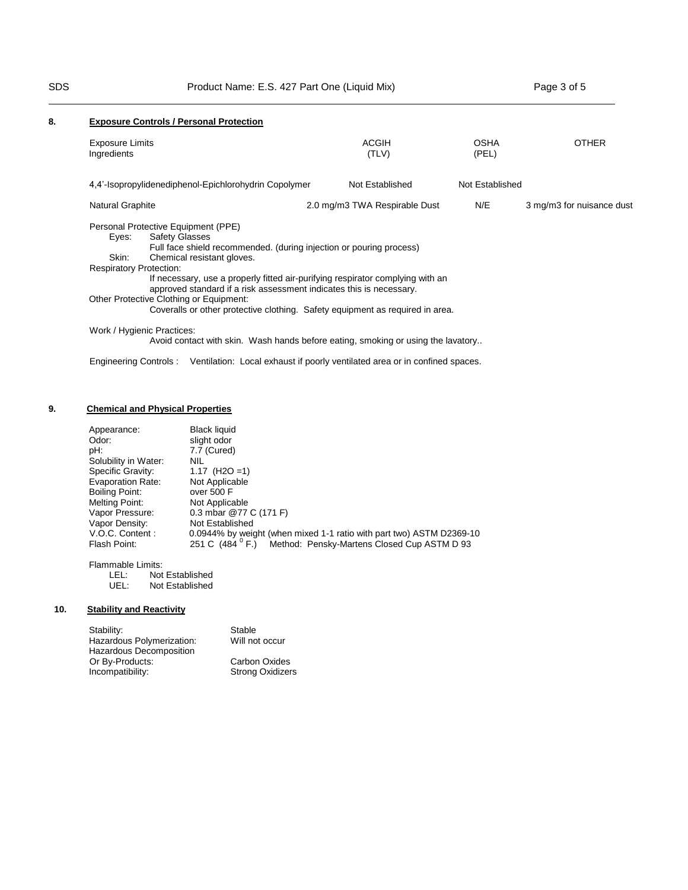## 8. Exposure Controls / Personal Protection

| Exposure Limits Ingredients | ACGIH (TLV) | OSHA (PEL) | OTHER |
|---|---|---|---|
| 4,4'-Isopropylidenediphenol-Epichlorohydrin Copolymer | Not Established | Not Established | |
| Natural Graphite | 2.0 mg/m3 TWA Respirable Dust | N/E | 3 mg/m3 for nuisance dust |

Personal Protective Equipment (PPE)

- Eyes: Safety Glasses
  Full face shield recommended. (during injection or pouring process)
- Skin: Chemical resistant gloves.

Respiratory Protection:
If necessary, use a properly fitted air-purifying respirator complying with an approved standard if a risk assessment indicates this is necessary.

Other Protective Clothing or Equipment:
Coveralls or other protective clothing. Safety equipment as required in area.

Work / Hygienic Practices:
Avoid contact with skin. Wash hands before eating, smoking or using the lavatory..

Engineering Controls : Ventilation: Local exhaust if poorly ventilated area or in confined spaces.

## 9. Chemical and Physical Properties

| | |
|---|---|
| Appearance: | Black liquid |
| Odor: | slight odor |
| pH: | 7.7 (Cured) |
| Solubility in Water: | NIL |
| Specific Gravity: | 1.17 ($H_2O$ =1) |
| Evaporation Rate: | Not Applicable |
| Boiling Point: | over 500 F |
| Melting Point: | Not Applicable |
| Vapor Pressure: | 0.3 mbar @77 C (171 F) |
| Vapor Density: | Not Established |
| V.O.C. Content : | 0.0944% by weight (when mixed 1-1 ratio with part two) ASTM D2369-10 |
| Flash Point: | 251 C (484 $^{0}$F.) Method: Pensky-Martens Closed Cup ASTM D 93 |

Flammable Limits:

- LEL: Not Established
- UEL: Not Established

## 10. Stability and Reactivity

| | |
|---|---|
| Stability: | Stable |
| Hazardous Polymerization: | Will not occur |
| Hazardous Decomposition Or By-Products: | Carbon Oxides |
| Incompatibility: | Strong Oxidizers |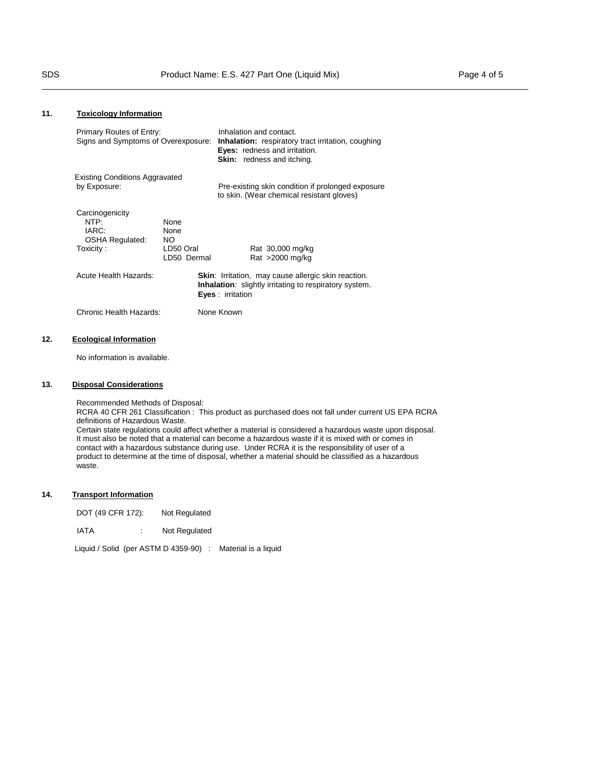## 11. Toxicology Information

Primary Routes of Entry: Inhalation and contact.

Signs and Symptoms of Overexposure:
**Inhalation:** respiratory tract irritation, coughing
**Eyes:** redness and irritation.
**Skin:** redness and itching.

Existing Conditions Aggravated by Exposure: Pre-existing skin condition if prolonged exposure to skin. (Wear chemical resistant gloves)

Carcinogenicity

| | | |
|---|---|---|
| NTP: | None | |
| IARC: | None | |
| OSHA Regulated: | NO | |
| Toxicity : | LD50 Oral | Rat 30,000 mg/kg |
| | LD50 Dermal | Rat >2000 mg/kg |

Acute Health Hazards:
**Skin**: Irritation, may cause allergic skin reaction.
**Inhalation**: slightly irritating to respiratory system.
**Eyes** : irritation

Chronic Health Hazards: None Known

## 12. Ecological Information

No information is available.

## 13. Disposal Considerations

Recommended Methods of Disposal:
RCRA 40 CFR 261 Classification : This product as purchased does not fall under current US EPA RCRA definitions of Hazardous Waste.
Certain state regulations could affect whether a material is considered a hazardous waste upon disposal. It must also be noted that a material can become a hazardous waste if it is mixed with or comes in contact with a hazardous substance during use. Under RCRA it is the responsibility of user of a product to determine at the time of disposal, whether a material should be classified as a hazardous waste.

## 14. Transport Information

DOT (49 CFR 172): Not Regulated

IATA : Not Regulated

Liquid / Solid (per ASTM D 4359-90) : Material is a liquid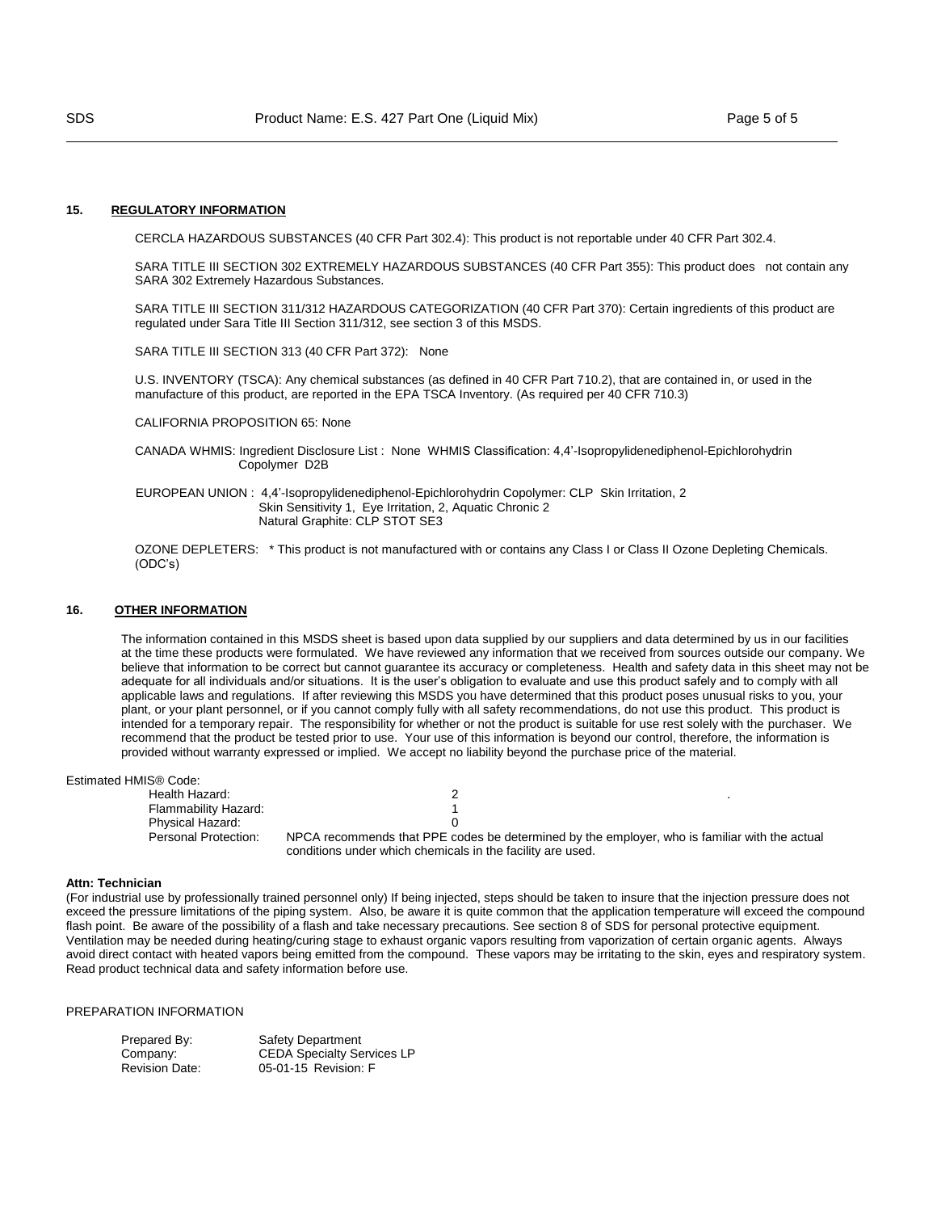## 15. REGULATORY INFORMATION

CERCLA HAZARDOUS SUBSTANCES (40 CFR Part 302.4): This product is not reportable under 40 CFR Part 302.4.

SARA TITLE III SECTION 302 EXTREMELY HAZARDOUS SUBSTANCES (40 CFR Part 355): This product does not contain any SARA 302 Extremely Hazardous Substances.

SARA TITLE III SECTION 311/312 HAZARDOUS CATEGORIZATION (40 CFR Part 370): Certain ingredients of this product are regulated under Sara Title III Section 311/312, see section 3 of this MSDS.

SARA TITLE III SECTION 313 (40 CFR Part 372): None

U.S. INVENTORY (TSCA): Any chemical substances (as defined in 40 CFR Part 710.2), that are contained in, or used in the manufacture of this product, are reported in the EPA TSCA Inventory. (As required per 40 CFR 710.3)

CALIFORNIA PROPOSITION 65: None

CANADA WHMIS: Ingredient Disclosure List : None WHMIS Classification: 4,4'-Isopropylidenediphenol-Epichlorohydrin Copolymer D2B

EUROPEAN UNION : 4,4'-Isopropylidenediphenol-Epichlorohydrin Copolymer: CLP Skin Irritation, 2
Skin Sensitivity 1, Eye Irritation, 2, Aquatic Chronic 2
Natural Graphite: CLP STOT SE3

OZONE DEPLETERS: * This product is not manufactured with or contains any Class I or Class II Ozone Depleting Chemicals. (ODC's)

## 16. OTHER INFORMATION

The information contained in this MSDS sheet is based upon data supplied by our suppliers and data determined by us in our facilities at the time these products were formulated. We have reviewed any information that we received from sources outside our company. We believe that information to be correct but cannot guarantee its accuracy or completeness. Health and safety data in this sheet may not be adequate for all individuals and/or situations. It is the user's obligation to evaluate and use this product safely and to comply with all applicable laws and regulations. If after reviewing this MSDS you have determined that this product poses unusual risks to you, your plant, or your plant personnel, or if you cannot comply fully with all safety recommendations, do not use this product. This product is intended for a temporary repair. The responsibility for whether or not the product is suitable for use rest solely with the purchaser. We recommend that the product be tested prior to use. Your use of this information is beyond our control, therefore, the information is provided without warranty expressed or implied. We accept no liability beyond the purchase price of the material.

Estimated HMIS® Code:

| | |
|---|---|
| Health Hazard: | 2 |
| Flammability Hazard: | 1 |
| Physical Hazard: | 0 |
| Personal Protection: | NPCA recommends that PPE codes be determined by the employer, who is familiar with the actual conditions under which chemicals in the facility are used. |

**Attn: Technician**

(For industrial use by professionally trained personnel only) If being injected, steps should be taken to insure that the injection pressure does not exceed the pressure limitations of the piping system. Also, be aware it is quite common that the application temperature will exceed the compound flash point. Be aware of the possibility of a flash and take necessary precautions. See section 8 of SDS for personal protective equipment. Ventilation may be needed during heating/curing stage to exhaust organic vapors resulting from vaporization of certain organic agents. Always avoid direct contact with heated vapors being emitted from the compound. These vapors may be irritating to the skin, eyes and respiratory system. Read product technical data and safety information before use.

PREPARATION INFORMATION

| | |
|---|---|
| Prepared By: | Safety Department |
| Company: | CEDA Specialty Services LP |
| Revision Date: | 05-01-15 Revision: F |